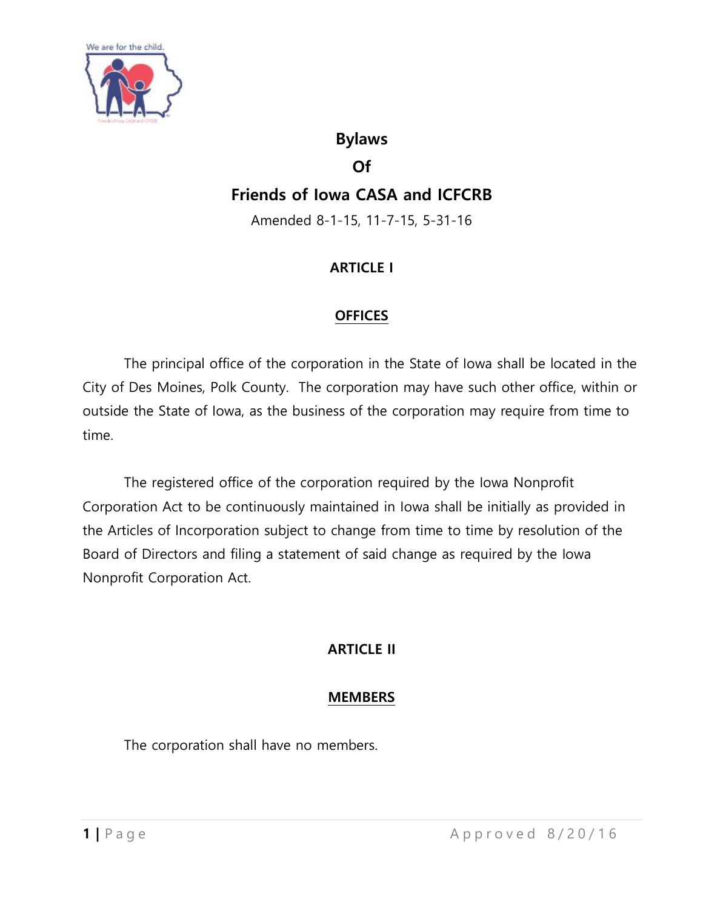# Bylaws

# Of

# Friends of Iowa CASA and ICFCRB

Amended 8-1-15, 11-7-15, 5-31-16

## ARTICLE I

## OFFICES

The principal office of the corporation in the State of Iowa shall be located in the City of Des Moines, Polk County. The corporation may have such other office, within or outside the State of Iowa, as the business of the corporation may require from time to time.

The registered office of the corporation required by the Iowa Nonprofit Corporation Act to be continuously maintained in Iowa shall be initially as provided in the Articles of Incorporation subject to change from time to time by resolution of the Board of Directors and filing a statement of said change as required by the Iowa Nonprofit Corporation Act.

## ARTICLE II

## MEMBERS

The corporation shall have no members.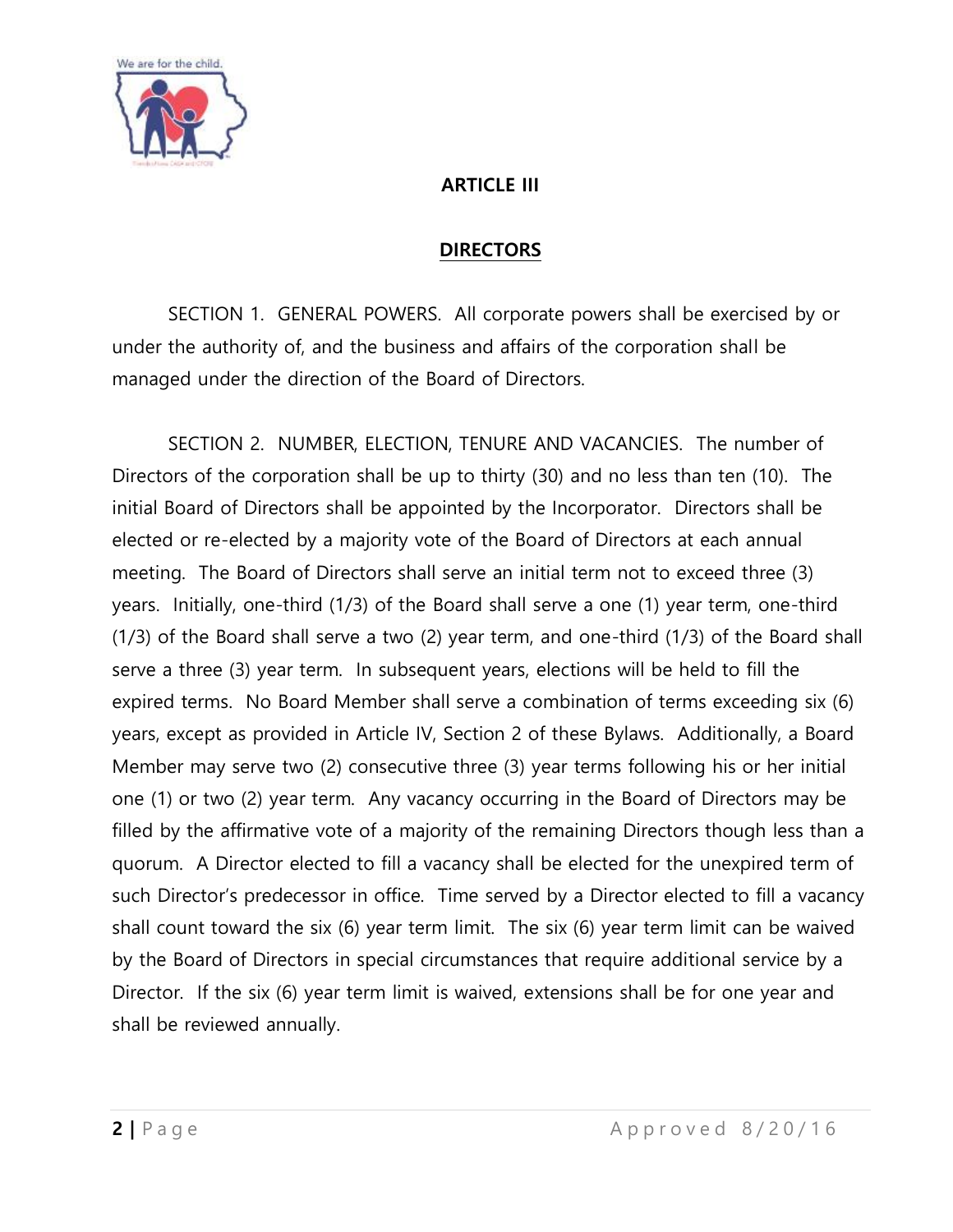## ARTICLE III

## DIRECTORS

SECTION 1. GENERAL POWERS. All corporate powers shall be exercised by or under the authority of, and the business and affairs of the corporation shall be managed under the direction of the Board of Directors.

SECTION 2. NUMBER, ELECTION, TENURE AND VACANCIES. The number of Directors of the corporation shall be up to thirty (30) and no less than ten (10). The initial Board of Directors shall be appointed by the Incorporator. Directors shall be elected or re-elected by a majority vote of the Board of Directors at each annual meeting. The Board of Directors shall serve an initial term not to exceed three (3) years. Initially, one-third (1/3) of the Board shall serve a one (1) year term, one-third (1/3) of the Board shall serve a two (2) year term, and one-third (1/3) of the Board shall serve a three (3) year term. In subsequent years, elections will be held to fill the expired terms. No Board Member shall serve a combination of terms exceeding six (6) years, except as provided in Article IV, Section 2 of these Bylaws. Additionally, a Board Member may serve two (2) consecutive three (3) year terms following his or her initial one (1) or two (2) year term. Any vacancy occurring in the Board of Directors may be filled by the affirmative vote of a majority of the remaining Directors though less than a quorum. A Director elected to fill a vacancy shall be elected for the unexpired term of such Director's predecessor in office. Time served by a Director elected to fill a vacancy shall count toward the six (6) year term limit. The six (6) year term limit can be waived by the Board of Directors in special circumstances that require additional service by a Director. If the six (6) year term limit is waived, extensions shall be for one year and shall be reviewed annually.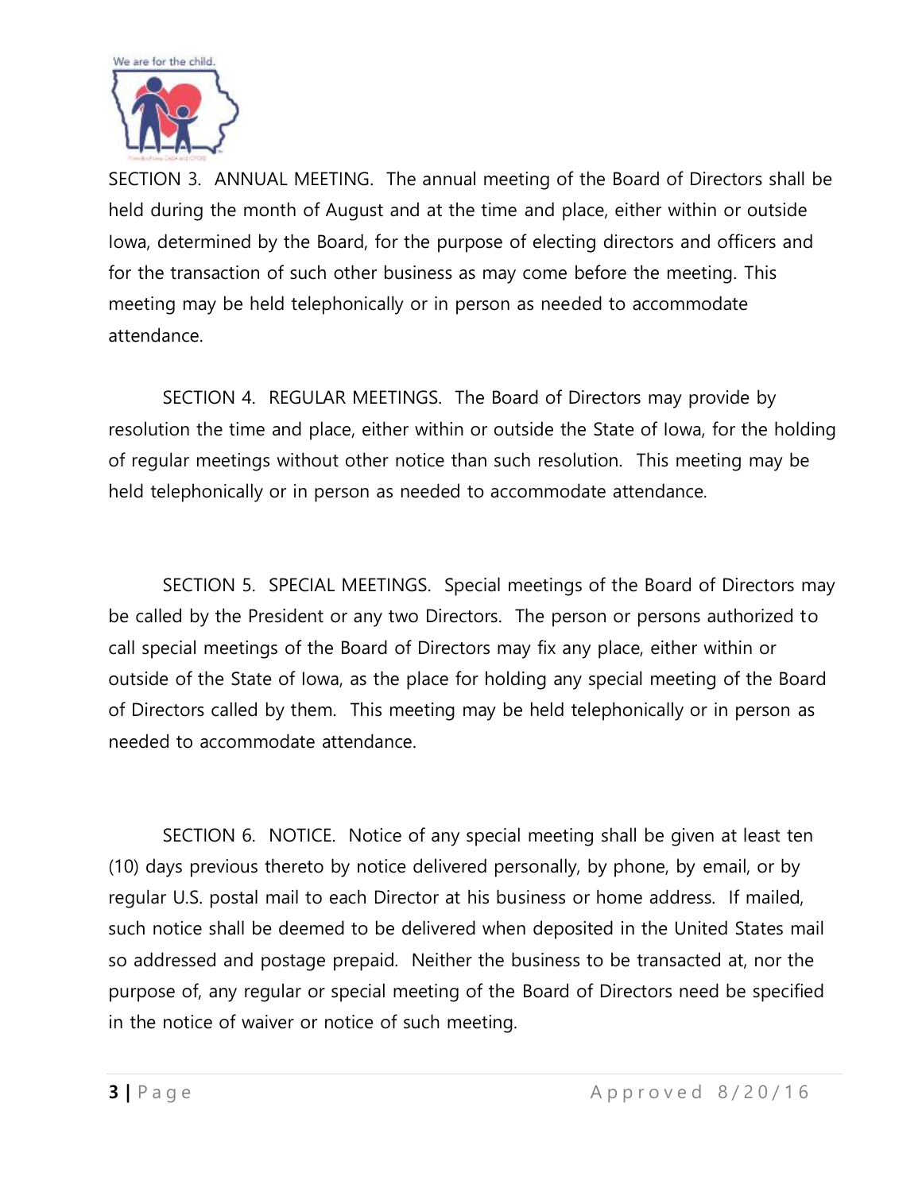SECTION 3. ANNUAL MEETING. The annual meeting of the Board of Directors shall be held during the month of August and at the time and place, either within or outside Iowa, determined by the Board, for the purpose of electing directors and officers and for the transaction of such other business as may come before the meeting. This meeting may be held telephonically or in person as needed to accommodate attendance.

SECTION 4. REGULAR MEETINGS. The Board of Directors may provide by resolution the time and place, either within or outside the State of Iowa, for the holding of regular meetings without other notice than such resolution. This meeting may be held telephonically or in person as needed to accommodate attendance.

SECTION 5. SPECIAL MEETINGS. Special meetings of the Board of Directors may be called by the President or any two Directors. The person or persons authorized to call special meetings of the Board of Directors may fix any place, either within or outside of the State of Iowa, as the place for holding any special meeting of the Board of Directors called by them. This meeting may be held telephonically or in person as needed to accommodate attendance.

SECTION 6. NOTICE. Notice of any special meeting shall be given at least ten (10) days previous thereto by notice delivered personally, by phone, by email, or by regular U.S. postal mail to each Director at his business or home address. If mailed, such notice shall be deemed to be delivered when deposited in the United States mail so addressed and postage prepaid. Neither the business to be transacted at, nor the purpose of, any regular or special meeting of the Board of Directors need be specified in the notice of waiver or notice of such meeting.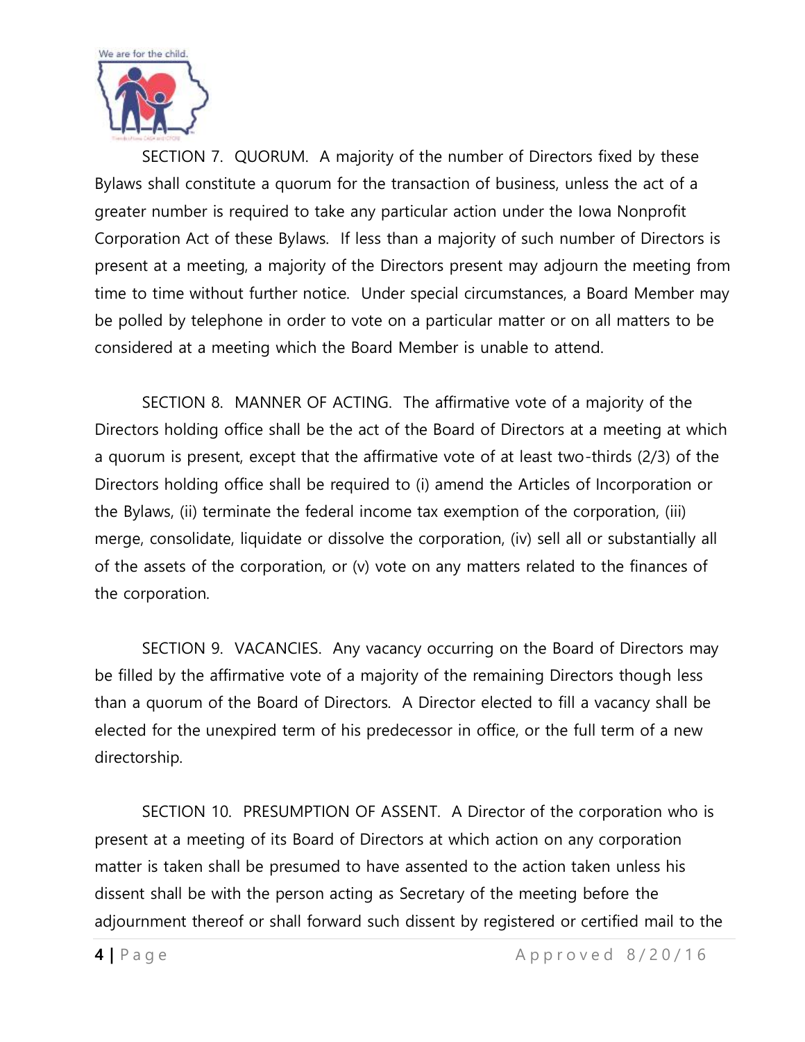SECTION 7. QUORUM. A majority of the number of Directors fixed by these Bylaws shall constitute a quorum for the transaction of business, unless the act of a greater number is required to take any particular action under the Iowa Nonprofit Corporation Act of these Bylaws. If less than a majority of such number of Directors is present at a meeting, a majority of the Directors present may adjourn the meeting from time to time without further notice. Under special circumstances, a Board Member may be polled by telephone in order to vote on a particular matter or on all matters to be considered at a meeting which the Board Member is unable to attend.

SECTION 8. MANNER OF ACTING. The affirmative vote of a majority of the Directors holding office shall be the act of the Board of Directors at a meeting at which a quorum is present, except that the affirmative vote of at least two-thirds (2/3) of the Directors holding office shall be required to (i) amend the Articles of Incorporation or the Bylaws, (ii) terminate the federal income tax exemption of the corporation, (iii) merge, consolidate, liquidate or dissolve the corporation, (iv) sell all or substantially all of the assets of the corporation, or (v) vote on any matters related to the finances of the corporation.

SECTION 9. VACANCIES. Any vacancy occurring on the Board of Directors may be filled by the affirmative vote of a majority of the remaining Directors though less than a quorum of the Board of Directors. A Director elected to fill a vacancy shall be elected for the unexpired term of his predecessor in office, or the full term of a new directorship.

SECTION 10. PRESUMPTION OF ASSENT. A Director of the corporation who is present at a meeting of its Board of Directors at which action on any corporation matter is taken shall be presumed to have assented to the action taken unless his dissent shall be with the person acting as Secretary of the meeting before the adjournment thereof or shall forward such dissent by registered or certified mail to the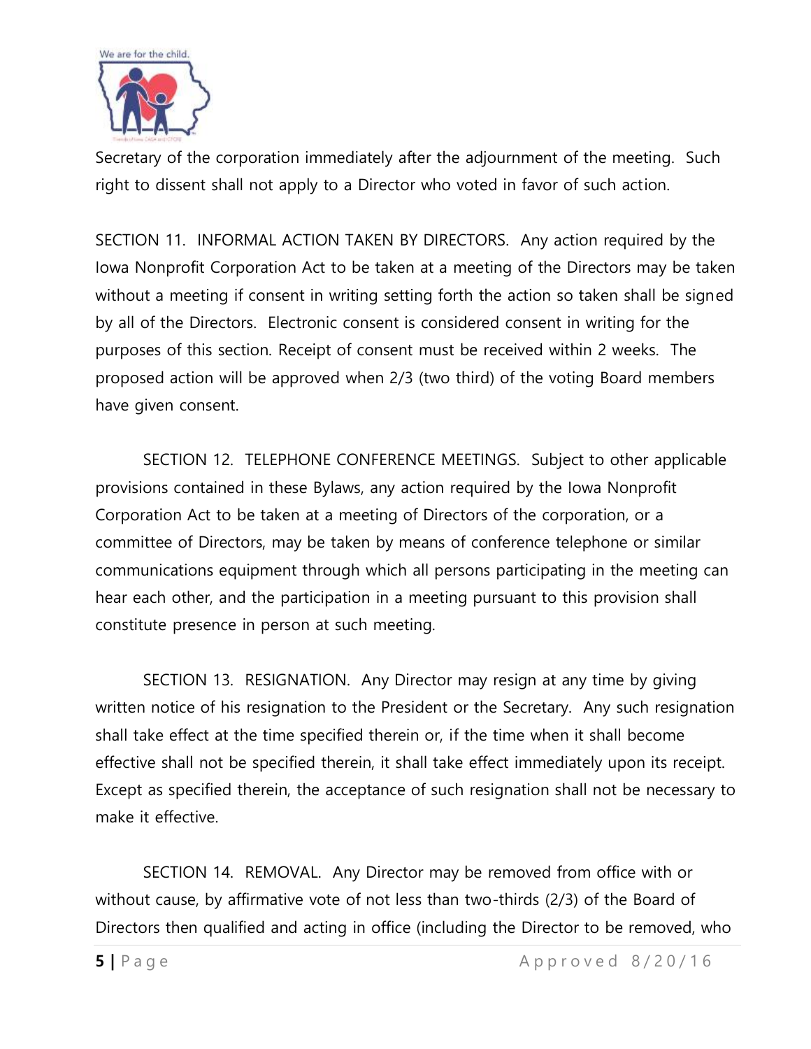Secretary of the corporation immediately after the adjournment of the meeting. Such right to dissent shall not apply to a Director who voted in favor of such action.

SECTION 11. INFORMAL ACTION TAKEN BY DIRECTORS. Any action required by the Iowa Nonprofit Corporation Act to be taken at a meeting of the Directors may be taken without a meeting if consent in writing setting forth the action so taken shall be signed by all of the Directors. Electronic consent is considered consent in writing for the purposes of this section. Receipt of consent must be received within 2 weeks. The proposed action will be approved when 2/3 (two third) of the voting Board members have given consent.

SECTION 12. TELEPHONE CONFERENCE MEETINGS. Subject to other applicable provisions contained in these Bylaws, any action required by the Iowa Nonprofit Corporation Act to be taken at a meeting of Directors of the corporation, or a committee of Directors, may be taken by means of conference telephone or similar communications equipment through which all persons participating in the meeting can hear each other, and the participation in a meeting pursuant to this provision shall constitute presence in person at such meeting.

SECTION 13. RESIGNATION. Any Director may resign at any time by giving written notice of his resignation to the President or the Secretary. Any such resignation shall take effect at the time specified therein or, if the time when it shall become effective shall not be specified therein, it shall take effect immediately upon its receipt. Except as specified therein, the acceptance of such resignation shall not be necessary to make it effective.

SECTION 14. REMOVAL. Any Director may be removed from office with or without cause, by affirmative vote of not less than two-thirds (2/3) of the Board of Directors then qualified and acting in office (including the Director to be removed, who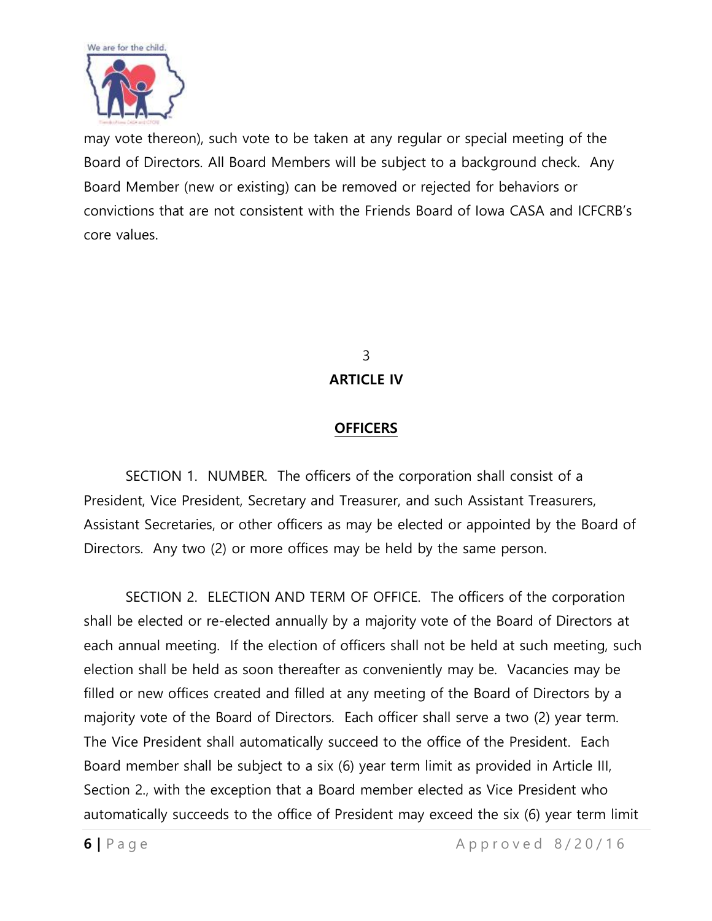may vote thereon), such vote to be taken at any regular or special meeting of the Board of Directors. All Board Members will be subject to a background check. Any Board Member (new or existing) can be removed or rejected for behaviors or convictions that are not consistent with the Friends Board of Iowa CASA and ICFCRB's core values.

3

## ARTICLE IV

## OFFICERS

SECTION 1. NUMBER. The officers of the corporation shall consist of a President, Vice President, Secretary and Treasurer, and such Assistant Treasurers, Assistant Secretaries, or other officers as may be elected or appointed by the Board of Directors. Any two (2) or more offices may be held by the same person.

SECTION 2. ELECTION AND TERM OF OFFICE. The officers of the corporation shall be elected or re-elected annually by a majority vote of the Board of Directors at each annual meeting. If the election of officers shall not be held at such meeting, such election shall be held as soon thereafter as conveniently may be. Vacancies may be filled or new offices created and filled at any meeting of the Board of Directors by a majority vote of the Board of Directors. Each officer shall serve a two (2) year term. The Vice President shall automatically succeed to the office of the President. Each Board member shall be subject to a six (6) year term limit as provided in Article III, Section 2., with the exception that a Board member elected as Vice President who automatically succeeds to the office of President may exceed the six (6) year term limit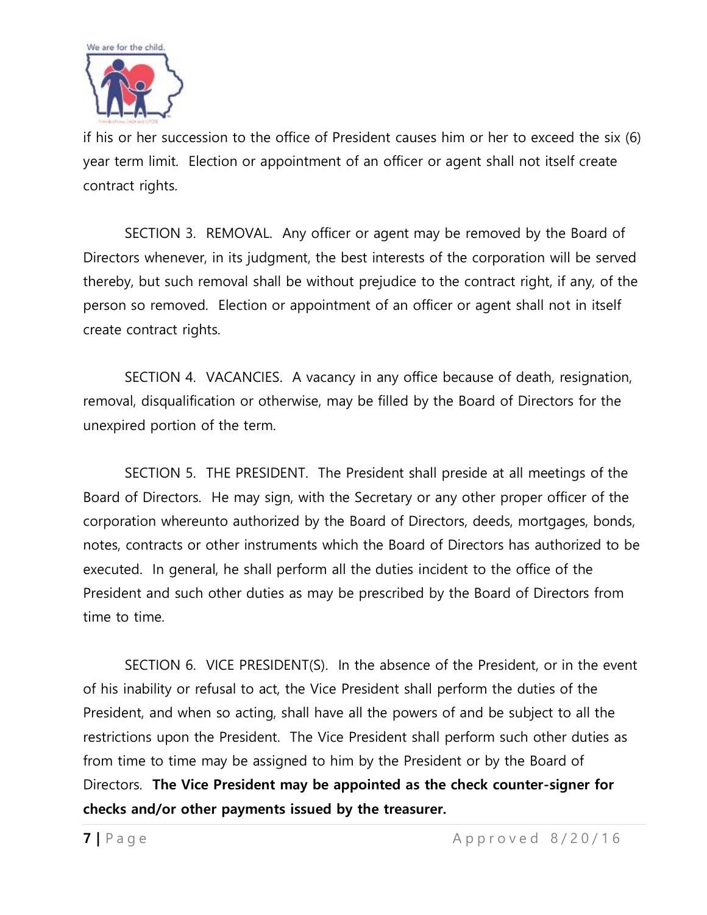if his or her succession to the office of President causes him or her to exceed the six (6) year term limit. Election or appointment of an officer or agent shall not itself create contract rights.

SECTION 3. REMOVAL. Any officer or agent may be removed by the Board of Directors whenever, in its judgment, the best interests of the corporation will be served thereby, but such removal shall be without prejudice to the contract right, if any, of the person so removed. Election or appointment of an officer or agent shall not in itself create contract rights.

SECTION 4. VACANCIES. A vacancy in any office because of death, resignation, removal, disqualification or otherwise, may be filled by the Board of Directors for the unexpired portion of the term.

SECTION 5. THE PRESIDENT. The President shall preside at all meetings of the Board of Directors. He may sign, with the Secretary or any other proper officer of the corporation whereunto authorized by the Board of Directors, deeds, mortgages, bonds, notes, contracts or other instruments which the Board of Directors has authorized to be executed. In general, he shall perform all the duties incident to the office of the President and such other duties as may be prescribed by the Board of Directors from time to time.

SECTION 6. VICE PRESIDENT(S). In the absence of the President, or in the event of his inability or refusal to act, the Vice President shall perform the duties of the President, and when so acting, shall have all the powers of and be subject to all the restrictions upon the President. The Vice President shall perform such other duties as from time to time may be assigned to him by the President or by the Board of Directors. **The Vice President may be appointed as the check counter-signer for checks and/or other payments issued by the treasurer.**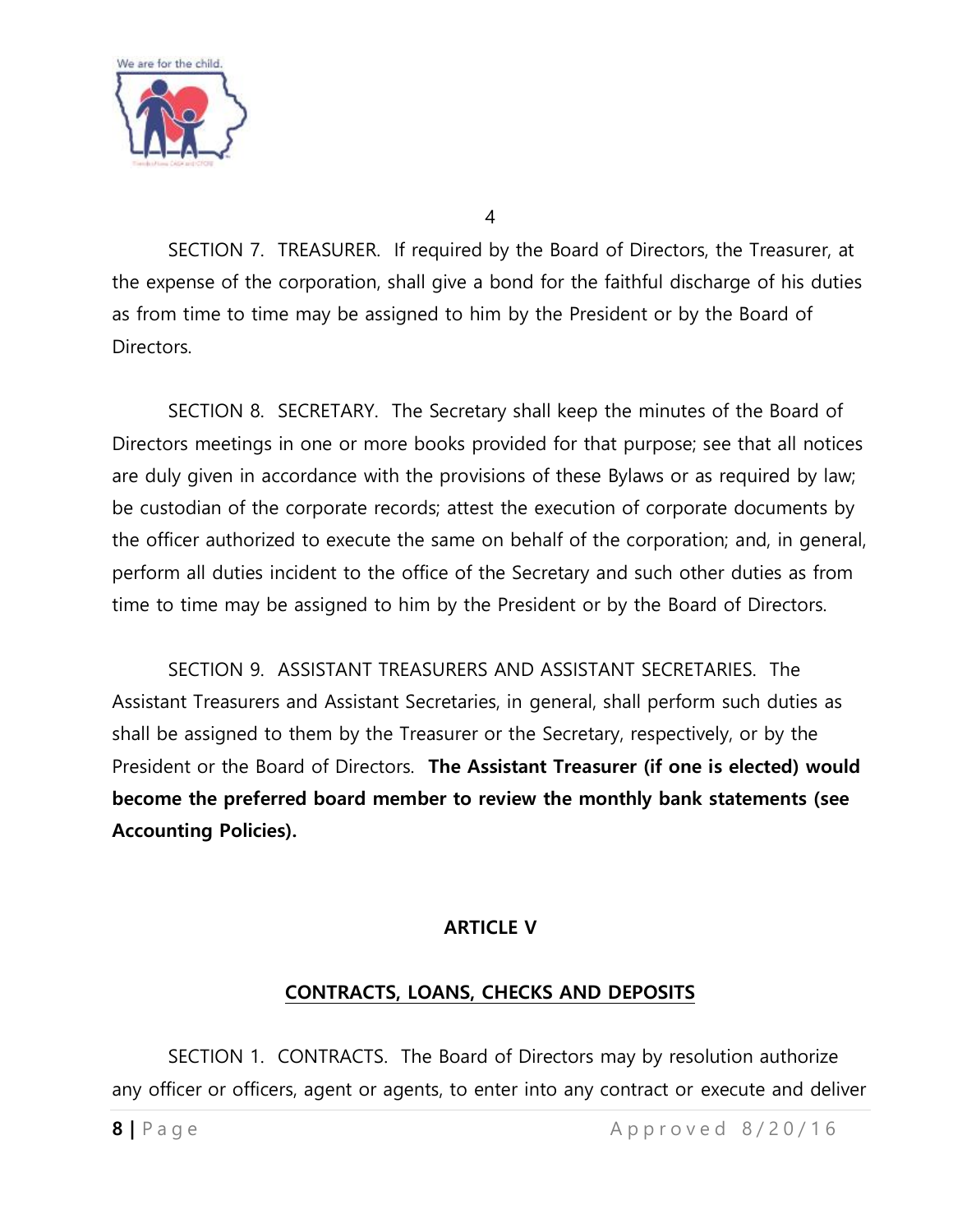SECTION 7. TREASURER. If required by the Board of Directors, the Treasurer, at the expense of the corporation, shall give a bond for the faithful discharge of his duties as from time to time may be assigned to him by the President or by the Board of Directors.

SECTION 8. SECRETARY. The Secretary shall keep the minutes of the Board of Directors meetings in one or more books provided for that purpose; see that all notices are duly given in accordance with the provisions of these Bylaws or as required by law; be custodian of the corporate records; attest the execution of corporate documents by the officer authorized to execute the same on behalf of the corporation; and, in general, perform all duties incident to the office of the Secretary and such other duties as from time to time may be assigned to him by the President or by the Board of Directors.

SECTION 9. ASSISTANT TREASURERS AND ASSISTANT SECRETARIES. The Assistant Treasurers and Assistant Secretaries, in general, shall perform such duties as shall be assigned to them by the Treasurer or the Secretary, respectively, or by the President or the Board of Directors. **The Assistant Treasurer (if one is elected) would become the preferred board member to review the monthly bank statements (see Accounting Policies).**

## ARTICLE V

## CONTRACTS, LOANS, CHECKS AND DEPOSITS

SECTION 1. CONTRACTS. The Board of Directors may by resolution authorize any officer or officers, agent or agents, to enter into any contract or execute and deliver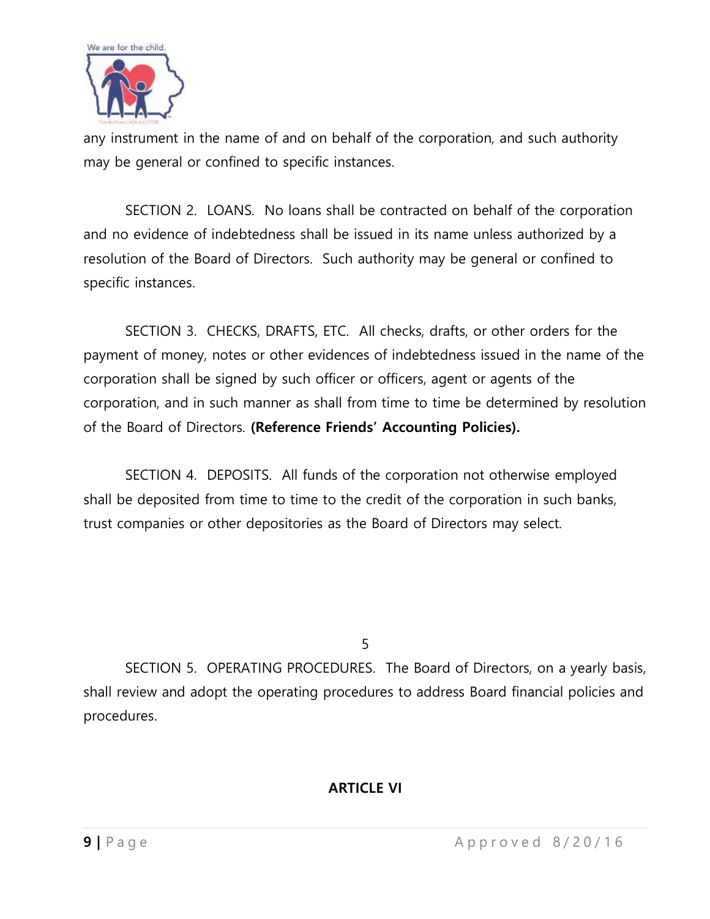any instrument in the name of and on behalf of the corporation, and such authority may be general or confined to specific instances.

SECTION 2. LOANS. No loans shall be contracted on behalf of the corporation and no evidence of indebtedness shall be issued in its name unless authorized by a resolution of the Board of Directors. Such authority may be general or confined to specific instances.

SECTION 3. CHECKS, DRAFTS, ETC. All checks, drafts, or other orders for the payment of money, notes or other evidences of indebtedness issued in the name of the corporation shall be signed by such officer or officers, agent or agents of the corporation, and in such manner as shall from time to time be determined by resolution of the Board of Directors. **(Reference Friends' Accounting Policies).**

SECTION 4. DEPOSITS. All funds of the corporation not otherwise employed shall be deposited from time to time to the credit of the corporation in such banks, trust companies or other depositories as the Board of Directors may select.

SECTION 5. OPERATING PROCEDURES. The Board of Directors, on a yearly basis, shall review and adopt the operating procedures to address Board financial policies and procedures.

## ARTICLE VI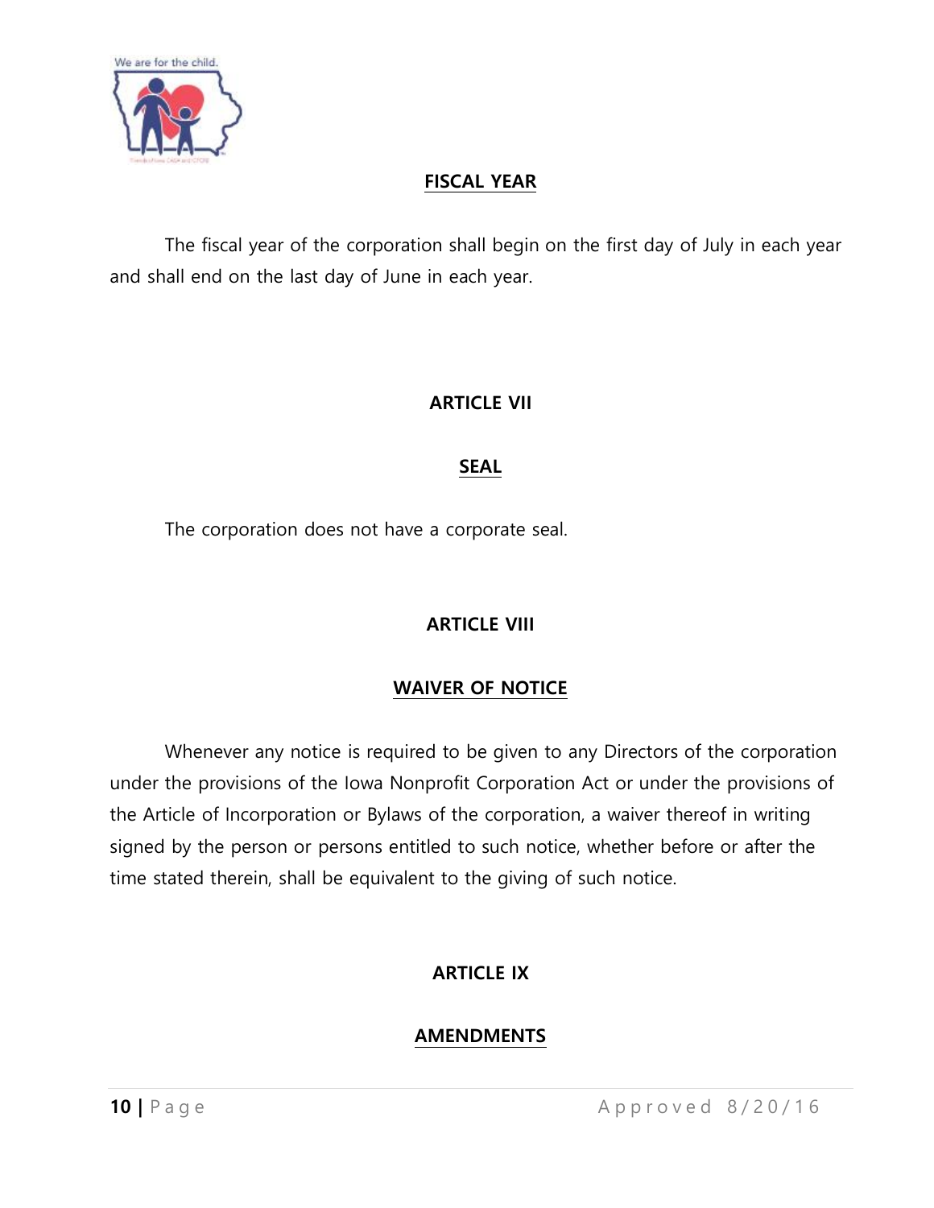## FISCAL YEAR

The fiscal year of the corporation shall begin on the first day of July in each year and shall end on the last day of June in each year.

## ARTICLE VII

## SEAL

The corporation does not have a corporate seal.

## ARTICLE VIII

## WAIVER OF NOTICE

Whenever any notice is required to be given to any Directors of the corporation under the provisions of the Iowa Nonprofit Corporation Act or under the provisions of the Article of Incorporation or Bylaws of the corporation, a waiver thereof in writing signed by the person or persons entitled to such notice, whether before or after the time stated therein, shall be equivalent to the giving of such notice.

## ARTICLE IX

## AMENDMENTS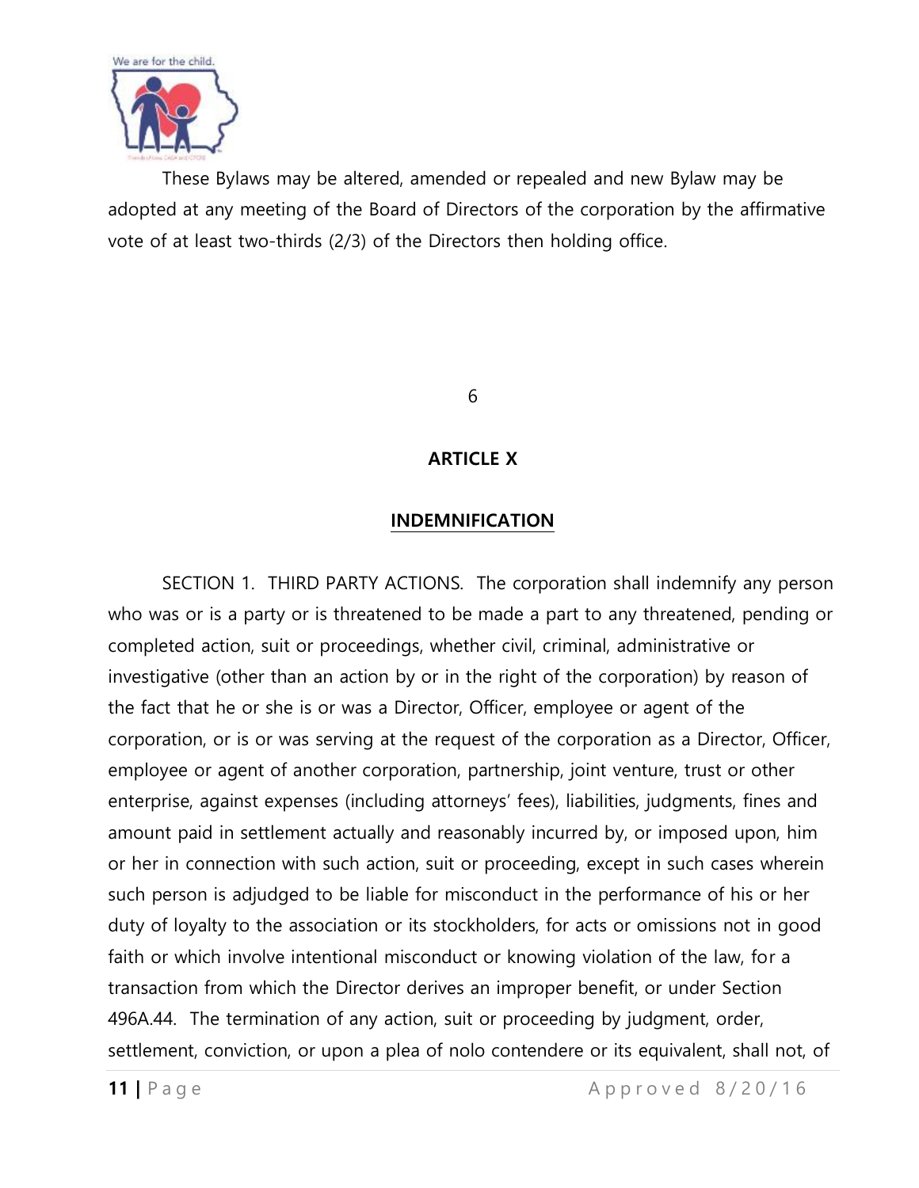These Bylaws may be altered, amended or repealed and new Bylaw may be adopted at any meeting of the Board of Directors of the corporation by the affirmative vote of at least two-thirds (2/3) of the Directors then holding office.

6

## ARTICLE X

## INDEMNIFICATION

SECTION 1. THIRD PARTY ACTIONS. The corporation shall indemnify any person who was or is a party or is threatened to be made a part to any threatened, pending or completed action, suit or proceedings, whether civil, criminal, administrative or investigative (other than an action by or in the right of the corporation) by reason of the fact that he or she is or was a Director, Officer, employee or agent of the corporation, or is or was serving at the request of the corporation as a Director, Officer, employee or agent of another corporation, partnership, joint venture, trust or other enterprise, against expenses (including attorneys' fees), liabilities, judgments, fines and amount paid in settlement actually and reasonably incurred by, or imposed upon, him or her in connection with such action, suit or proceeding, except in such cases wherein such person is adjudged to be liable for misconduct in the performance of his or her duty of loyalty to the association or its stockholders, for acts or omissions not in good faith or which involve intentional misconduct or knowing violation of the law, for a transaction from which the Director derives an improper benefit, or under Section 496A.44. The termination of any action, suit or proceeding by judgment, order, settlement, conviction, or upon a plea of nolo contendere or its equivalent, shall not, of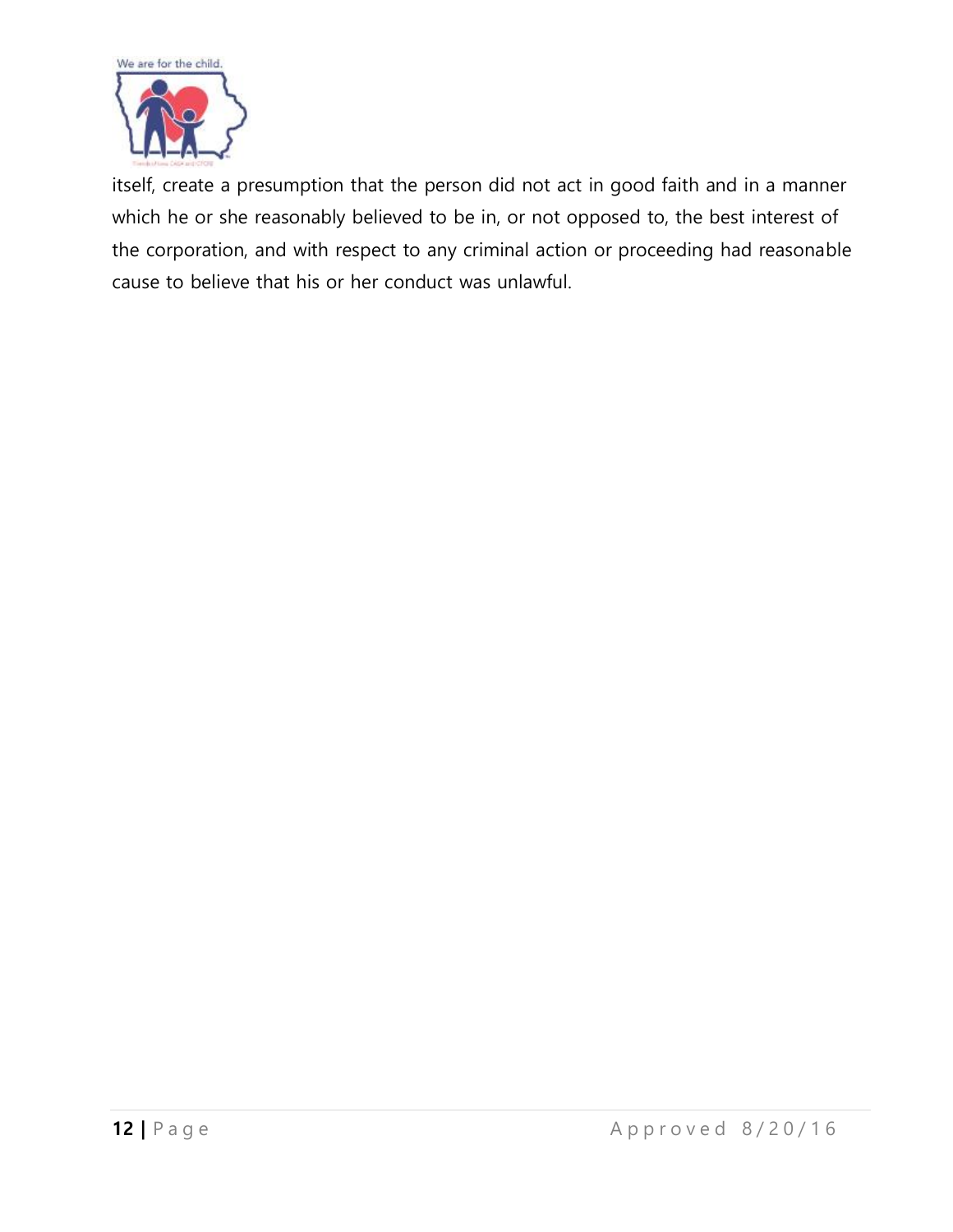itself, create a presumption that the person did not act in good faith and in a manner which he or she reasonably believed to be in, or not opposed to, the best interest of the corporation, and with respect to any criminal action or proceeding had reasonable cause to believe that his or her conduct was unlawful.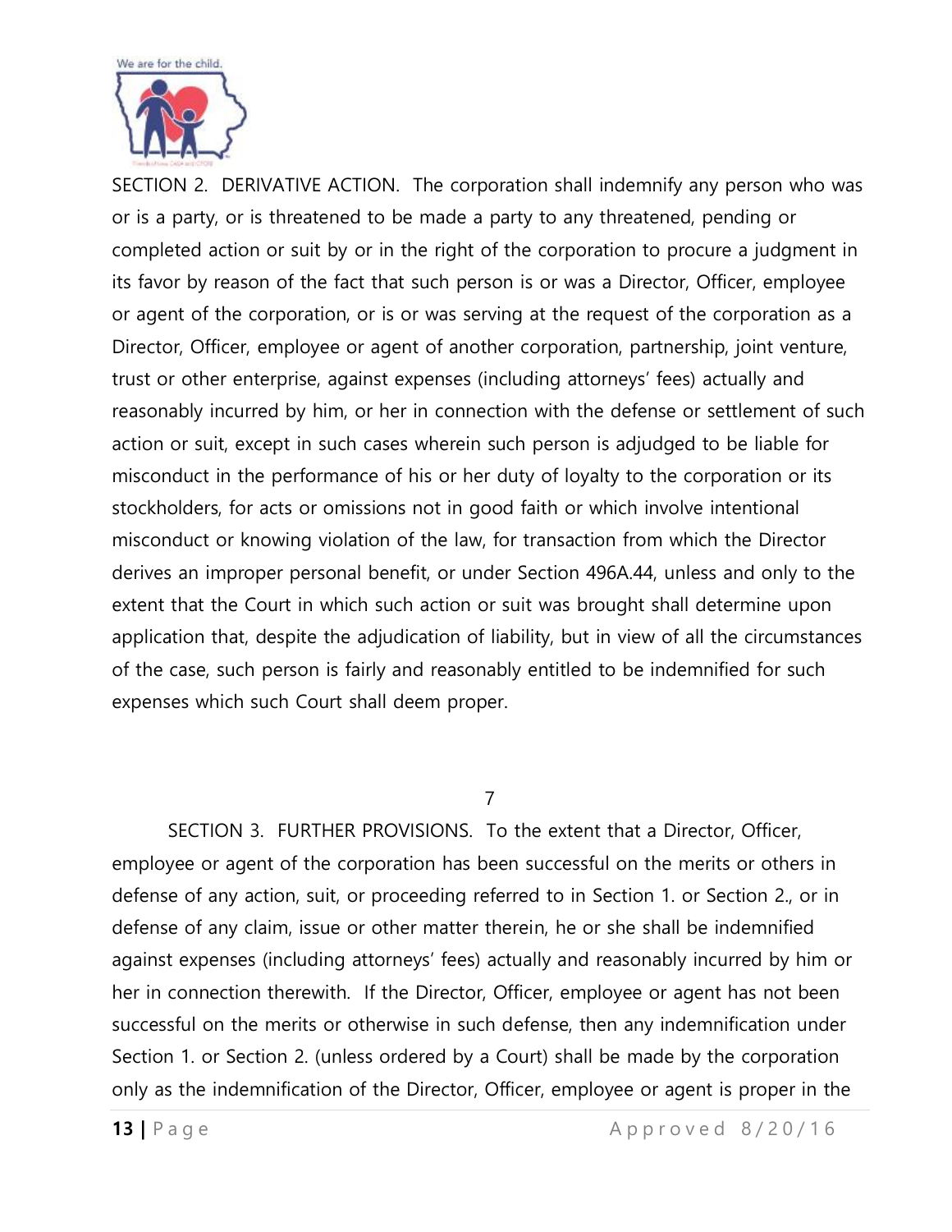SECTION 2. DERIVATIVE ACTION. The corporation shall indemnify any person who was or is a party, or is threatened to be made a party to any threatened, pending or completed action or suit by or in the right of the corporation to procure a judgment in its favor by reason of the fact that such person is or was a Director, Officer, employee or agent of the corporation, or is or was serving at the request of the corporation as a Director, Officer, employee or agent of another corporation, partnership, joint venture, trust or other enterprise, against expenses (including attorneys' fees) actually and reasonably incurred by him, or her in connection with the defense or settlement of such action or suit, except in such cases wherein such person is adjudged to be liable for misconduct in the performance of his or her duty of loyalty to the corporation or its stockholders, for acts or omissions not in good faith or which involve intentional misconduct or knowing violation of the law, for transaction from which the Director derives an improper personal benefit, or under Section 496A.44, unless and only to the extent that the Court in which such action or suit was brought shall determine upon application that, despite the adjudication of liability, but in view of all the circumstances of the case, such person is fairly and reasonably entitled to be indemnified for such expenses which such Court shall deem proper.

7

SECTION 3. FURTHER PROVISIONS. To the extent that a Director, Officer, employee or agent of the corporation has been successful on the merits or others in defense of any action, suit, or proceeding referred to in Section 1. or Section 2., or in defense of any claim, issue or other matter therein, he or she shall be indemnified against expenses (including attorneys' fees) actually and reasonably incurred by him or her in connection therewith. If the Director, Officer, employee or agent has not been successful on the merits or otherwise in such defense, then any indemnification under Section 1. or Section 2. (unless ordered by a Court) shall be made by the corporation only as the indemnification of the Director, Officer, employee or agent is proper in the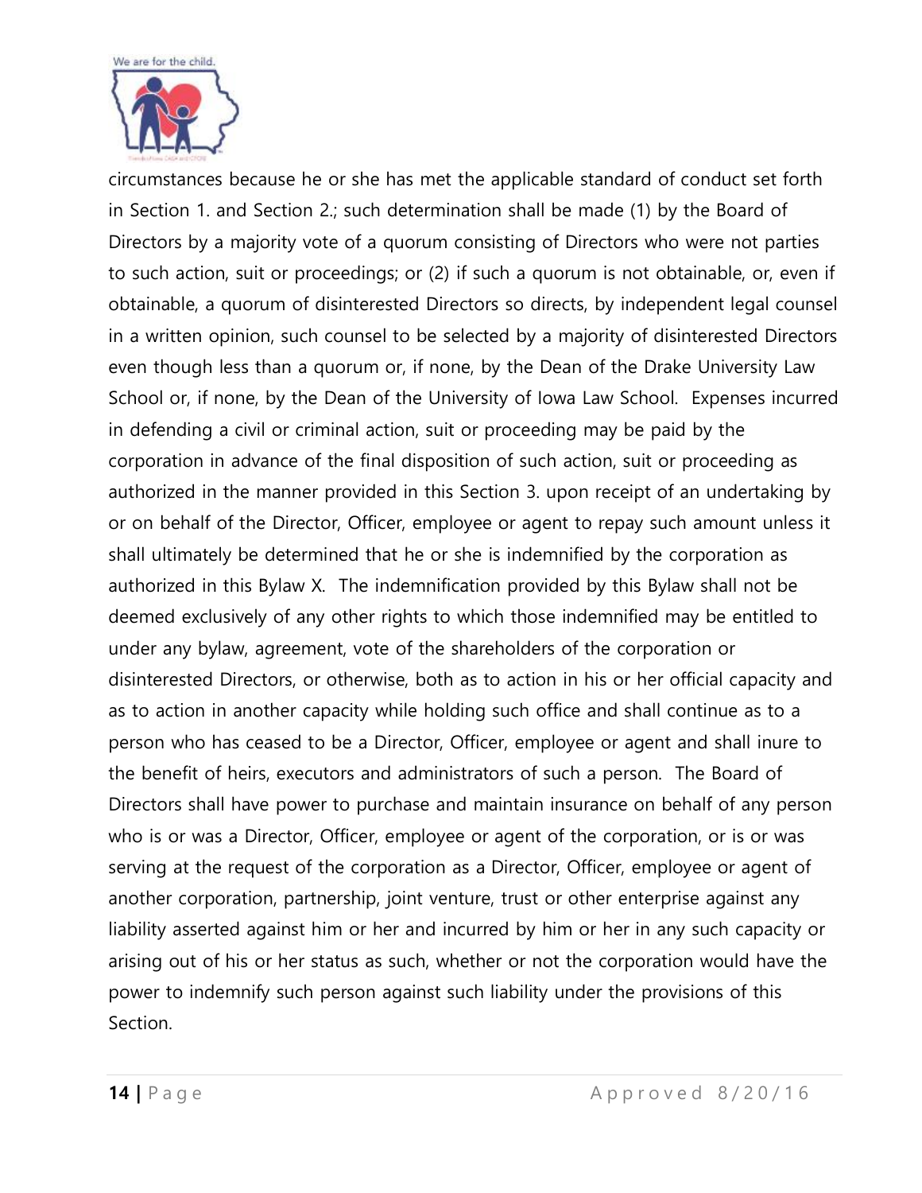circumstances because he or she has met the applicable standard of conduct set forth in Section 1. and Section 2.; such determination shall be made (1) by the Board of Directors by a majority vote of a quorum consisting of Directors who were not parties to such action, suit or proceedings; or (2) if such a quorum is not obtainable, or, even if obtainable, a quorum of disinterested Directors so directs, by independent legal counsel in a written opinion, such counsel to be selected by a majority of disinterested Directors even though less than a quorum or, if none, by the Dean of the Drake University Law School or, if none, by the Dean of the University of Iowa Law School. Expenses incurred in defending a civil or criminal action, suit or proceeding may be paid by the corporation in advance of the final disposition of such action, suit or proceeding as authorized in the manner provided in this Section 3. upon receipt of an undertaking by or on behalf of the Director, Officer, employee or agent to repay such amount unless it shall ultimately be determined that he or she is indemnified by the corporation as authorized in this Bylaw X. The indemnification provided by this Bylaw shall not be deemed exclusively of any other rights to which those indemnified may be entitled to under any bylaw, agreement, vote of the shareholders of the corporation or disinterested Directors, or otherwise, both as to action in his or her official capacity and as to action in another capacity while holding such office and shall continue as to a person who has ceased to be a Director, Officer, employee or agent and shall inure to the benefit of heirs, executors and administrators of such a person. The Board of Directors shall have power to purchase and maintain insurance on behalf of any person who is or was a Director, Officer, employee or agent of the corporation, or is or was serving at the request of the corporation as a Director, Officer, employee or agent of another corporation, partnership, joint venture, trust or other enterprise against any liability asserted against him or her and incurred by him or her in any such capacity or arising out of his or her status as such, whether or not the corporation would have the power to indemnify such person against such liability under the provisions of this Section.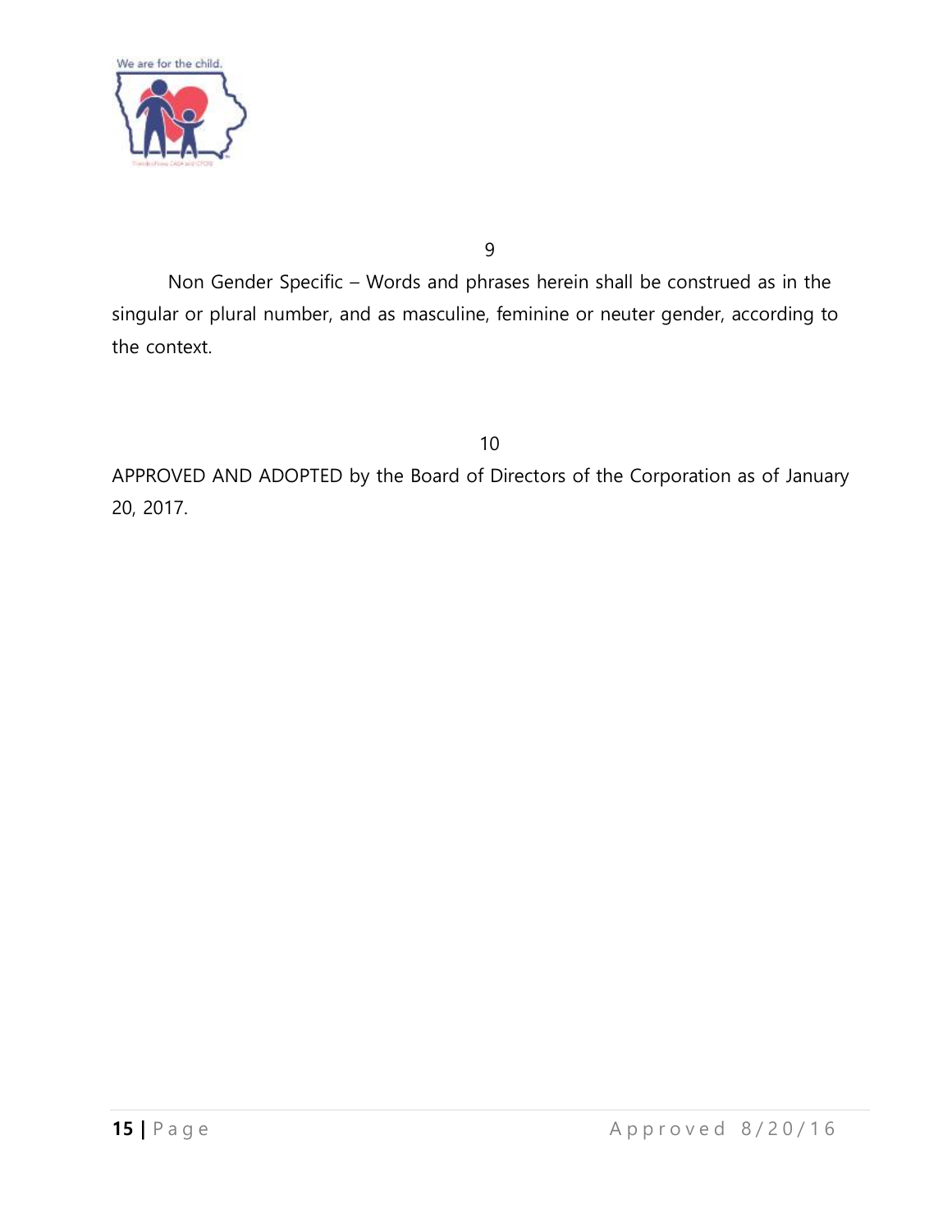9

Non Gender Specific – Words and phrases herein shall be construed as in the singular or plural number, and as masculine, feminine or neuter gender, according to the context.

10

APPROVED AND ADOPTED by the Board of Directors of the Corporation as of January 20, 2017.